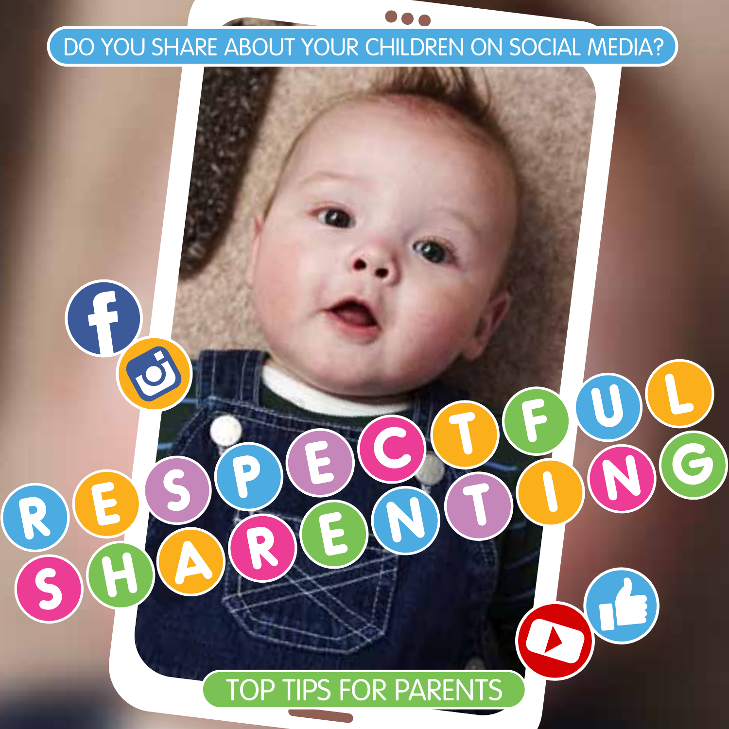DO YOU SHARE ABOUT YOUR CHILDREN ON SOCIAL MEDIA?

# RESPECTFUL SHARENTING

## TOP TIPS FOR PARENTS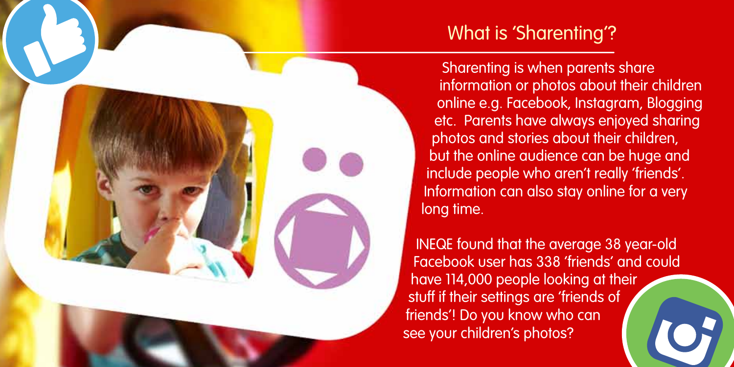## What is 'Sharenting'?

Sharenting is when parents share information or photos about their children online e.g. Facebook, Instagram, Blogging etc. Parents have always enjoyed sharing photos and stories about their children, but the online audience can be huge and include people who aren't really 'friends'. Information can also stay online for a very long time.

INEQE found that the average 38 year-old Facebook user has 338 'friends' and could have 114,000 people looking at their stuff if their settings are 'friends of friends'! Do you know who can see your children's photos?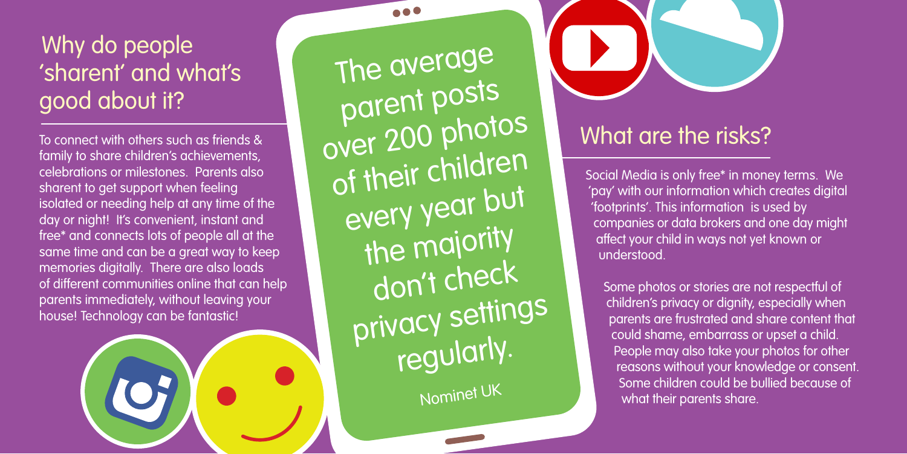## Why do people 'sharent' and what's good about it?

To connect with others such as friends & family to share children's achievements, celebrations or milestones. Parents also sharent to get support when feeling isolated or needing help at any time of the day or night! It's convenient, instant and free* and connects lots of people all at the same time and can be a great way to keep memories digitally. There are also loads of different communities online that can help parents immediately, without leaving your house! Technology can be fantastic!

The average parent posts over 200 photos of their children every year but the majority don't check privacy settings regularly.

Nominet UK

## What are the risks?

Social Media is only free* in money terms. We 'pay' with our information which creates digital 'footprints'. This information is used by companies or data brokers and one day might affect your child in ways not yet known or understood.

Some photos or stories are not respectful of children's privacy or dignity, especially when parents are frustrated and share content that could shame, embarrass or upset a child. People may also take your photos for other reasons without your knowledge or consent. Some children could be bullied because of what their parents share.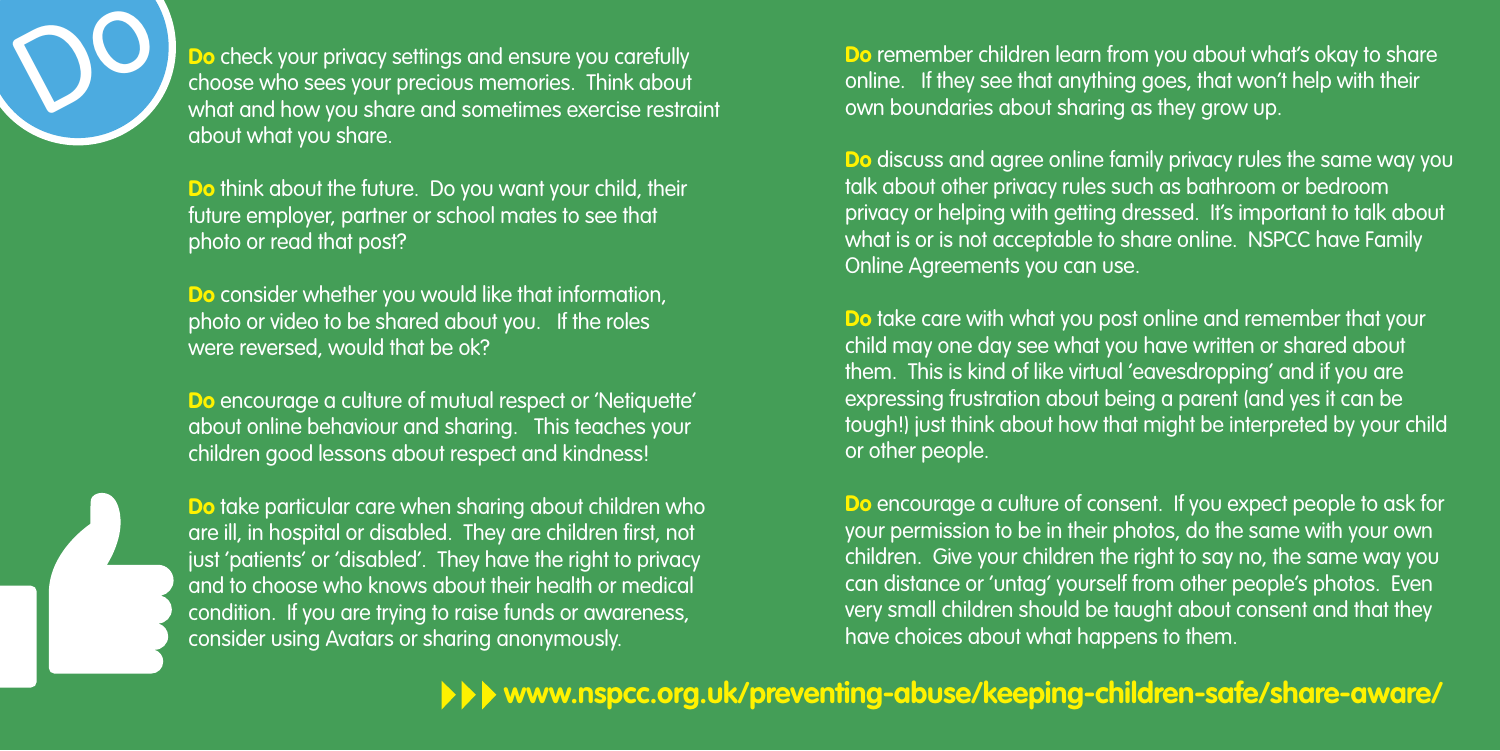# Do

**Do** check your privacy settings and ensure you carefully choose who sees your precious memories. Think about what and how you share and sometimes exercise restraint about what you share.

**Do** think about the future. Do you want your child, their future employer, partner or school mates to see that photo or read that post?

**Do** consider whether you would like that information, photo or video to be shared about you. If the roles were reversed, would that be ok?

**Do** encourage a culture of mutual respect or 'Netiquette' about online behaviour and sharing. This teaches your children good lessons about respect and kindness!

**Do** take particular care when sharing about children who are ill, in hospital or disabled. They are children first, not just 'patients' or 'disabled'. They have the right to privacy and to choose who knows about their health or medical condition. If you are trying to raise funds or awareness, consider using Avatars or sharing anonymously.

**Do** remember children learn from you about what's okay to share online. If they see that anything goes, that won't help with their own boundaries about sharing as they grow up.

**Do** discuss and agree online family privacy rules the same way you talk about other privacy rules such as bathroom or bedroom privacy or helping with getting dressed. It's important to talk about what is or is not acceptable to share online. NSPCC have Family Online Agreements you can use.

**Do** take care with what you post online and remember that your child may one day see what you have written or shared about them. This is kind of like virtual 'eavesdropping' and if you are expressing frustration about being a parent (and yes it can be tough!) just think about how that might be interpreted by your child or other people.

**Do** encourage a culture of consent. If you expect people to ask for your permission to be in their photos, do the same with your own children. Give your children the right to say no, the same way you can distance or 'untag' yourself from other people's photos. Even very small children should be taught about consent and that they have choices about what happens to them.

**www.nspcc.org.uk/preventing-abuse/keeping-children-safe/share-aware/**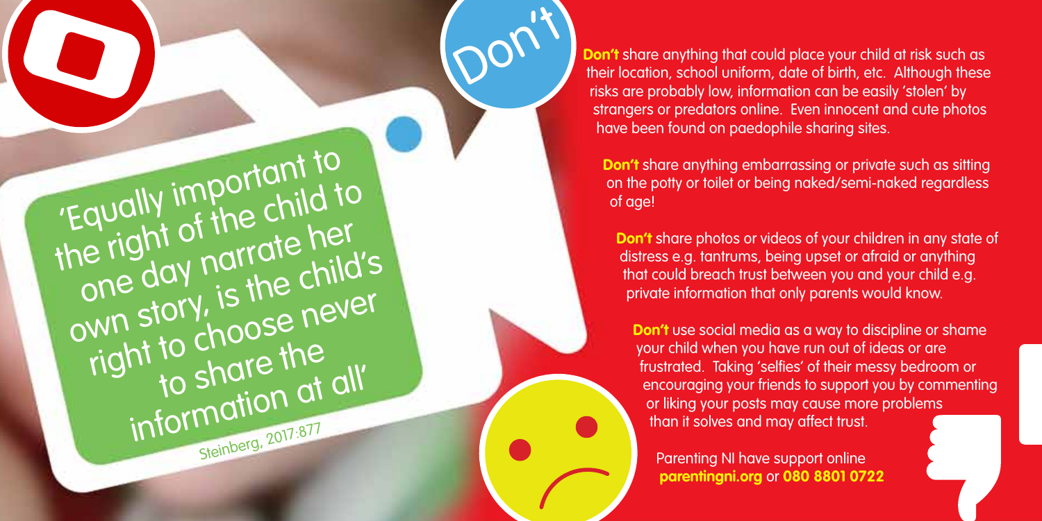## Don't

'Equally important to the right of the child to one day narrate her own story, is the child's right to choose never to share the information at all'

Steinberg, 2017:877

**Don't** share anything that could place your child at risk such as their location, school uniform, date of birth, etc. Although these risks are probably low, information can be easily 'stolen' by strangers or predators online. Even innocent and cute photos have been found on paedophile sharing sites.

**Don't** share anything embarrassing or private such as sitting on the potty or toilet or being naked/semi-naked regardless of age!

**Don't** share photos or videos of your children in any state of distress e.g. tantrums, being upset or afraid or anything that could breach trust between you and your child e.g. private information that only parents would know.

**Don't** use social media as a way to discipline or shame your child when you have run out of ideas or are frustrated. Taking 'selfies' of their messy bedroom or encouraging your friends to support you by commenting or liking your posts may cause more problems than it solves and may affect trust.

Parenting NI have support online **parentingni.org** or **080 8801 0722**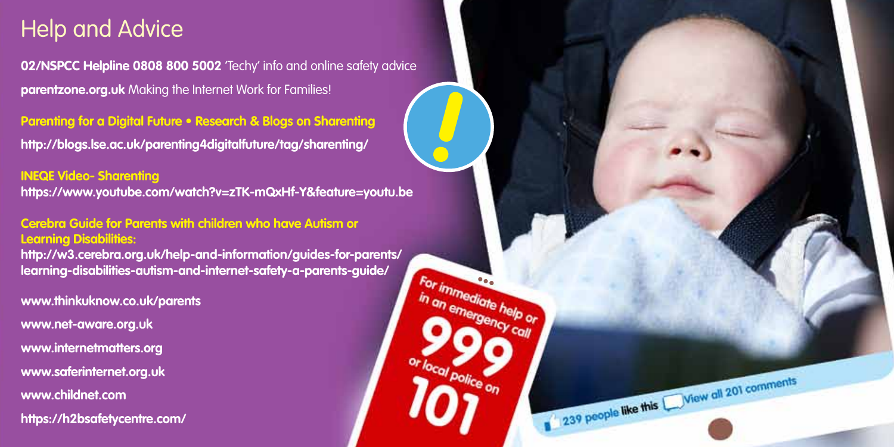## Help and Advice

**02/NSPCC Helpline 0808 800 5002** 'Techy' info and online safety advice

**parentzone.org.uk** Making the Internet Work for Families!

**Parenting for a Digital Future • Research & Blogs on Sharenting**

**http://blogs.lse.ac.uk/parenting4digitalfuture/tag/sharenting/**

**INEQE Video- Sharenting**

**https://www.youtube.com/watch?v=zTK-mQxHf-Y&feature=youtu.be**

**Cerebra Guide for Parents with children who have Autism or Learning Disabilities:**

**http://w3.cerebra.org.uk/help-and-information/guides-for-parents/learning-disabilities-autism-and-internet-safety-a-parents-guide/**

**www.thinkuknow.co.uk/parents**

**www.net-aware.org.uk**

**www.internetmatters.org**

**www.saferinternet.org.uk**

**www.childnet.com**

**https://h2bsafetycentre.com/**

For immediate help or in an emergency call **999** or local police on **101**

239 people like this View all 201 comments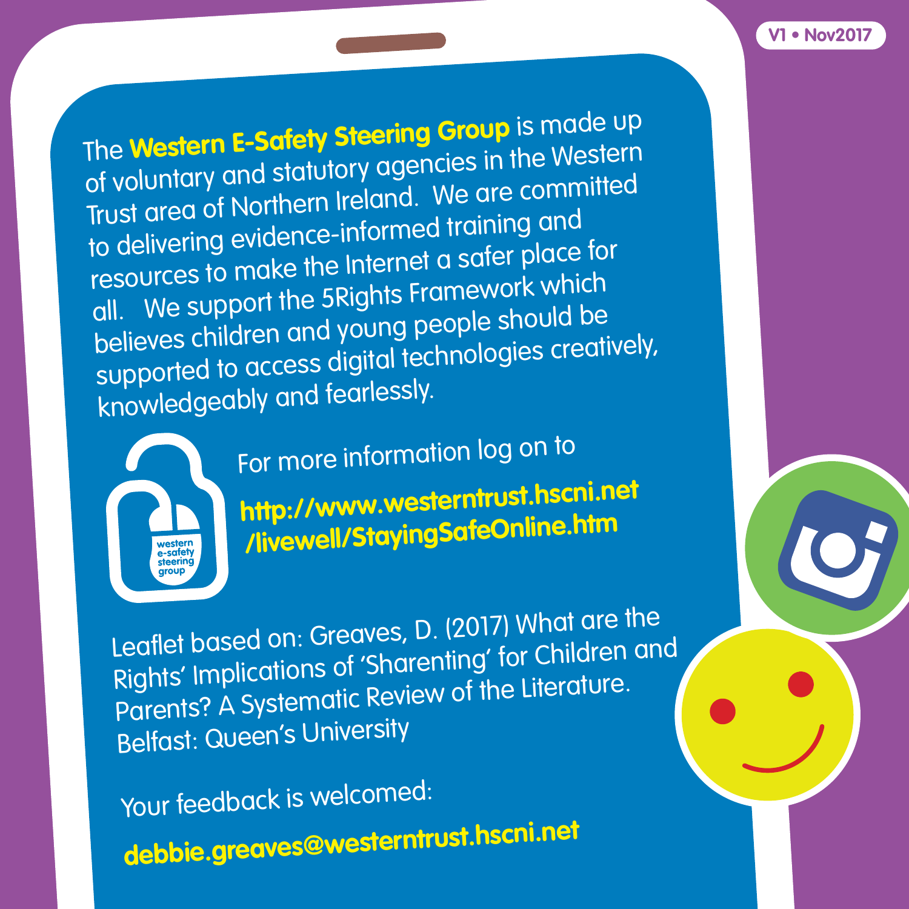V1 • Nov2017

The **Western E-Safety Steering Group** is made up of voluntary and statutory agencies in the Western Trust area of Northern Ireland. We are committed to delivering evidence-informed training and resources to make the Internet a safer place for all. We support the 5Rights Framework which believes children and young people should be supported to access digital technologies creatively, knowledgeably and fearlessly.

western e-safety steering group

For more information log on to

**http://www.westerntrust.hscni.net/livewell/StayingSafeOnline.htm**

Leaflet based on: Greaves, D. (2017) What are the Rights' Implications of 'Sharenting' for Children and Parents? A Systematic Review of the Literature. Belfast: Queen's University

Your feedback is welcomed:

**debbie.greaves@westerntrust.hscni.net**